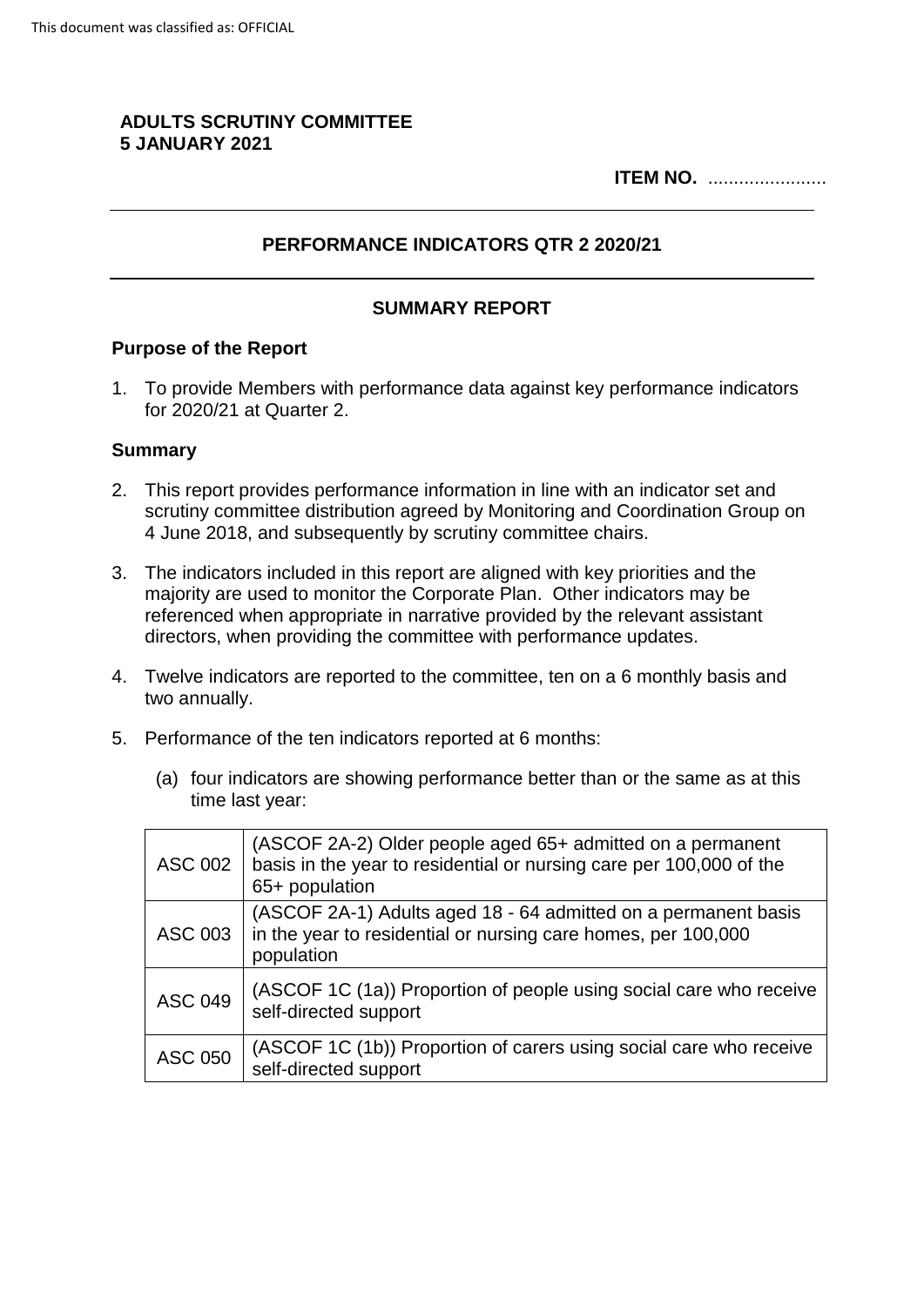This document was classified as: OFFICIAL

**ADULTS SCRUTINY COMMITTEE**
**5 JANUARY 2021**

**ITEM NO.** .......................

---

## PERFORMANCE INDICATORS QTR 2 2020/21

---

### SUMMARY REPORT

**Purpose of the Report**

1. To provide Members with performance data against key performance indicators for 2020/21 at Quarter 2.

**Summary**

2. This report provides performance information in line with an indicator set and scrutiny committee distribution agreed by Monitoring and Coordination Group on 4 June 2018, and subsequently by scrutiny committee chairs.

3. The indicators included in this report are aligned with key priorities and the majority are used to monitor the Corporate Plan. Other indicators may be referenced when appropriate in narrative provided by the relevant assistant directors, when providing the committee with performance updates.

4. Twelve indicators are reported to the committee, ten on a 6 monthly basis and two annually.

5. Performance of the ten indicators reported at 6 months:

   (a) four indicators are showing performance better than or the same as at this time last year:

| | |
|---|---|
| ASC 002 | (ASCOF 2A-2) Older people aged 65+ admitted on a permanent basis in the year to residential or nursing care per 100,000 of the 65+ population |
| ASC 003 | (ASCOF 2A-1) Adults aged 18 - 64 admitted on a permanent basis in the year to residential or nursing care homes, per 100,000 population |
| ASC 049 | (ASCOF 1C (1a)) Proportion of people using social care who receive self-directed support |
| ASC 050 | (ASCOF 1C (1b)) Proportion of carers using social care who receive self-directed support |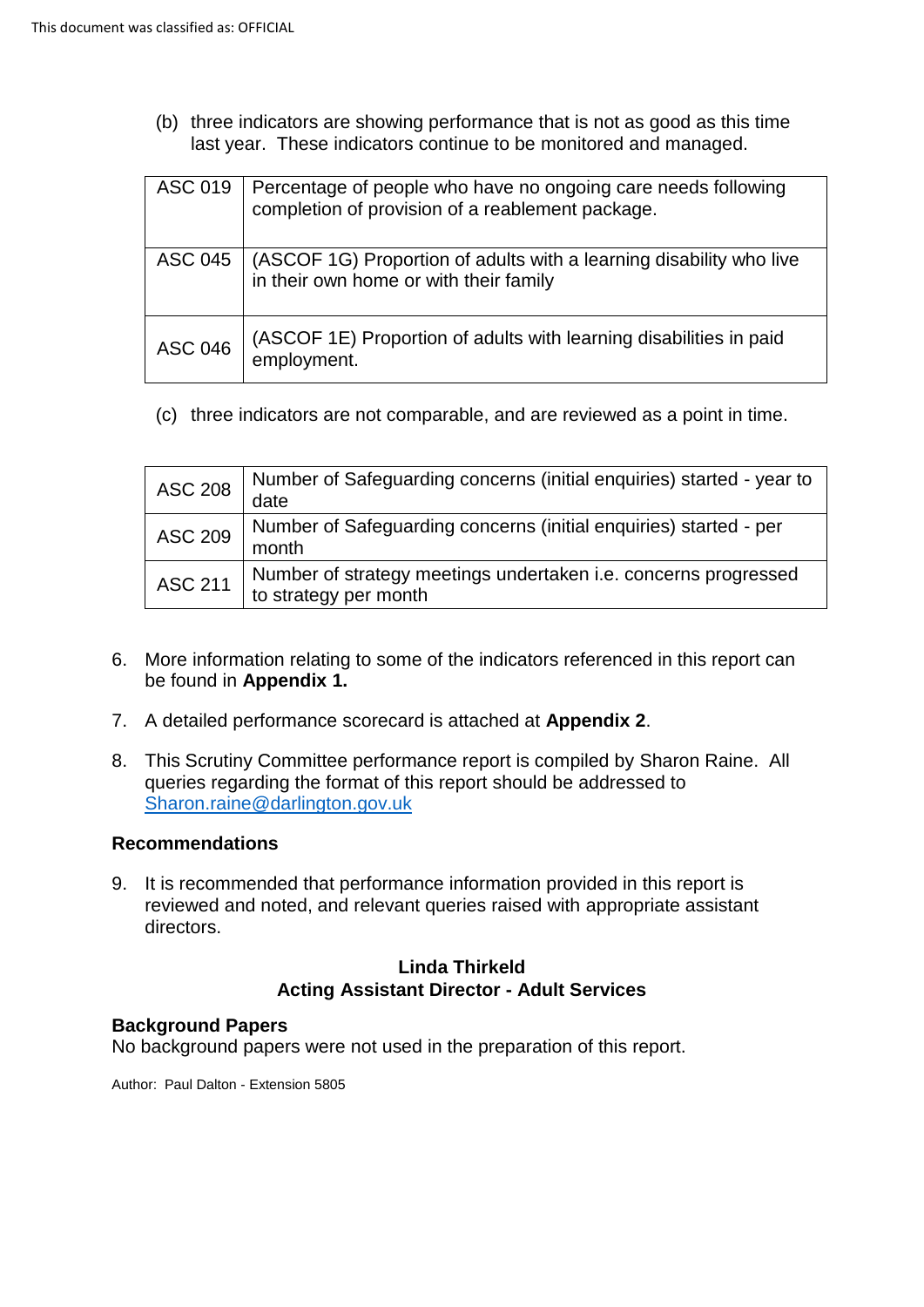(b) three indicators are showing performance that is not as good as this time last year. These indicators continue to be monitored and managed.

| | |
|---|---|
| ASC 019 | Percentage of people who have no ongoing care needs following completion of provision of a reablement package. |
| ASC 045 | (ASCOF 1G) Proportion of adults with a learning disability who live in their own home or with their family |
| ASC 046 | (ASCOF 1E) Proportion of adults with learning disabilities in paid employment. |

(c) three indicators are not comparable, and are reviewed as a point in time.

| | |
|---|---|
| ASC 208 | Number of Safeguarding concerns (initial enquiries) started - year to date |
| ASC 209 | Number of Safeguarding concerns (initial enquiries) started - per month |
| ASC 211 | Number of strategy meetings undertaken i.e. concerns progressed to strategy per month |

6. More information relating to some of the indicators referenced in this report can be found in **Appendix 1.**
7. A detailed performance scorecard is attached at **Appendix 2**.
8. This Scrutiny Committee performance report is compiled by Sharon Raine. All queries regarding the format of this report should be addressed to [Sharon.raine@darlington.gov.uk](mailto:Sharon.raine@darlington.gov.uk)

## Recommendations

9. It is recommended that performance information provided in this report is reviewed and noted, and relevant queries raised with appropriate assistant directors.

**Linda Thirkeld**
**Acting Assistant Director - Adult Services**

**Background Papers**
No background papers were not used in the preparation of this report.

Author: Paul Dalton - Extension 5805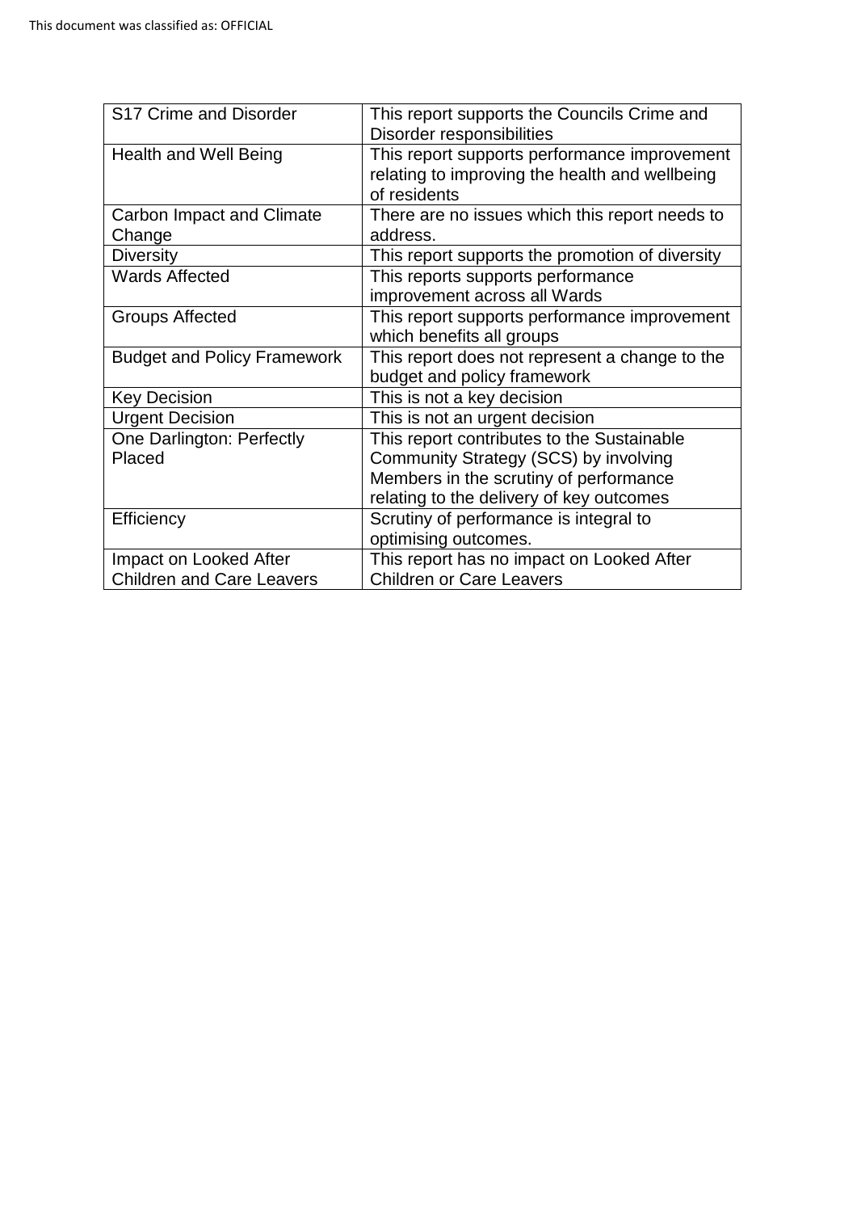| | |
|---|---|
| S17 Crime and Disorder | This report supports the Councils Crime and Disorder responsibilities |
| Health and Well Being | This report supports performance improvement relating to improving the health and wellbeing of residents |
| Carbon Impact and Climate Change | There are no issues which this report needs to address. |
| Diversity | This report supports the promotion of diversity |
| Wards Affected | This reports supports performance improvement across all Wards |
| Groups Affected | This report supports performance improvement which benefits all groups |
| Budget and Policy Framework | This report does not represent a change to the budget and policy framework |
| Key Decision | This is not a key decision |
| Urgent Decision | This is not an urgent decision |
| One Darlington: Perfectly Placed | This report contributes to the Sustainable Community Strategy (SCS) by involving Members in the scrutiny of performance relating to the delivery of key outcomes |
| Efficiency | Scrutiny of performance is integral to optimising outcomes. |
| Impact on Looked After Children and Care Leavers | This report has no impact on Looked After Children or Care Leavers |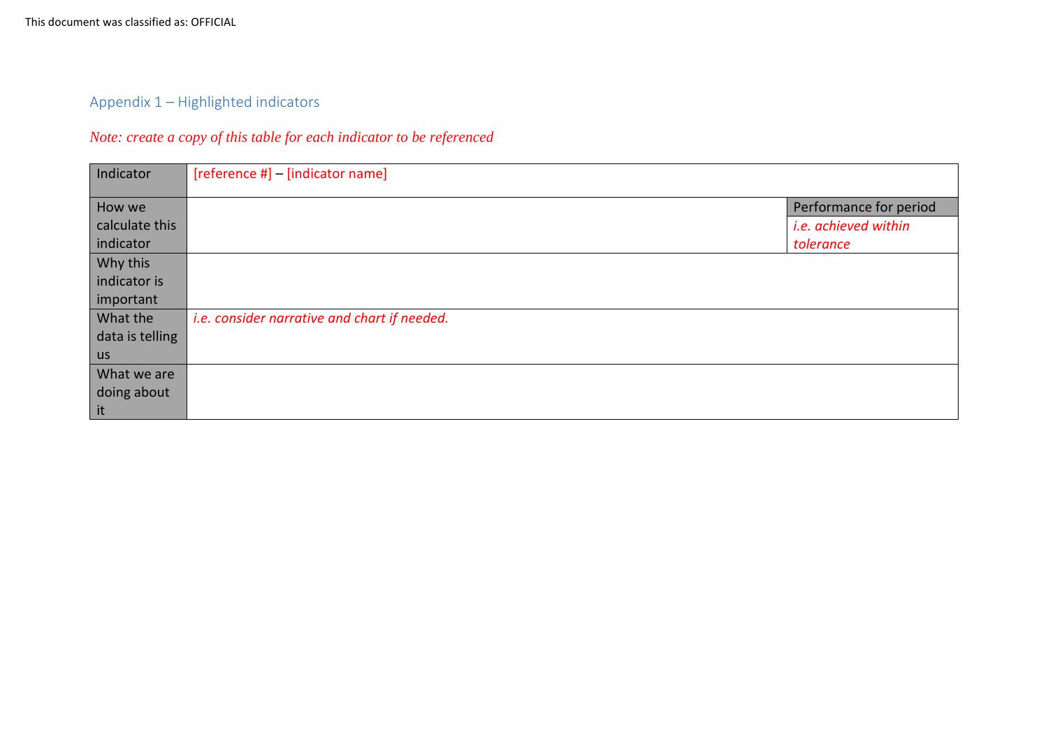## Appendix 1 – Highlighted indicators

*Note: create a copy of this table for each indicator to be referenced*

| | | |
|---|---|---|
| Indicator | [reference #] – [indicator name] | |
| How we calculate this indicator | | Performance for period<br>*i.e. achieved within tolerance* |
| Why this indicator is important | | |
| What the data is telling us | *i.e. consider narrative and chart if needed.* | |
| What we are doing about it | | |